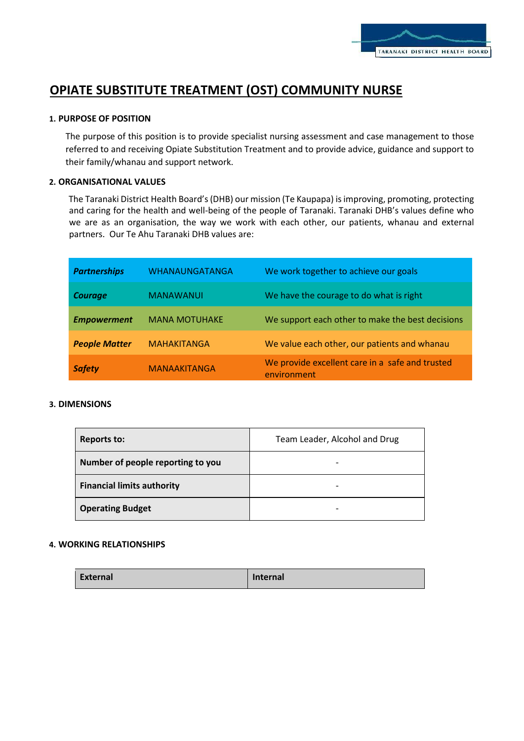# OPIATE SUBSTITUTE TREATMENT (OST) COMMUNITY NURSE

## 1. PURPOSE OF POSITION

The purpose of this position is to provide specialist nursing assessment and case management to those referred to and receiving Opiate Substitution Treatment and to provide advice, guidance and support to their family/whanau and support network.

## 2. ORGANISATIONAL VALUES

The Taranaki District Health Board's (DHB) our mission (Te Kaupapa) is improving, promoting, protecting and caring for the health and well-being of the people of Taranaki. Taranaki DHB's values define who we are as an organisation, the way we work with each other, our patients, whanau and external partners. Our Te Ahu Taranaki DHB values are:

| | | |
|---|---|---|
| ***Partnerships*** | WHANAUNGATANGA | We work together to achieve our goals |
| ***Courage*** | MANAWANUI | We have the courage to do what is right |
| ***Empowerment*** | MANA MOTUHAKE | We support each other to make the best decisions |
| ***People Matter*** | MAHAKITANGA | We value each other, our patients and whanau |
| ***Safety*** | MANAAKITANGA | We provide excellent care in a safe and trusted environment |

## 3. DIMENSIONS

| | |
|---|---|
| **Reports to:** | Team Leader, Alcohol and Drug |
| **Number of people reporting to you** | - |
| **Financial limits authority** | - |
| **Operating Budget** | - |

## 4. WORKING RELATIONSHIPS

| External | Internal |
|---|---|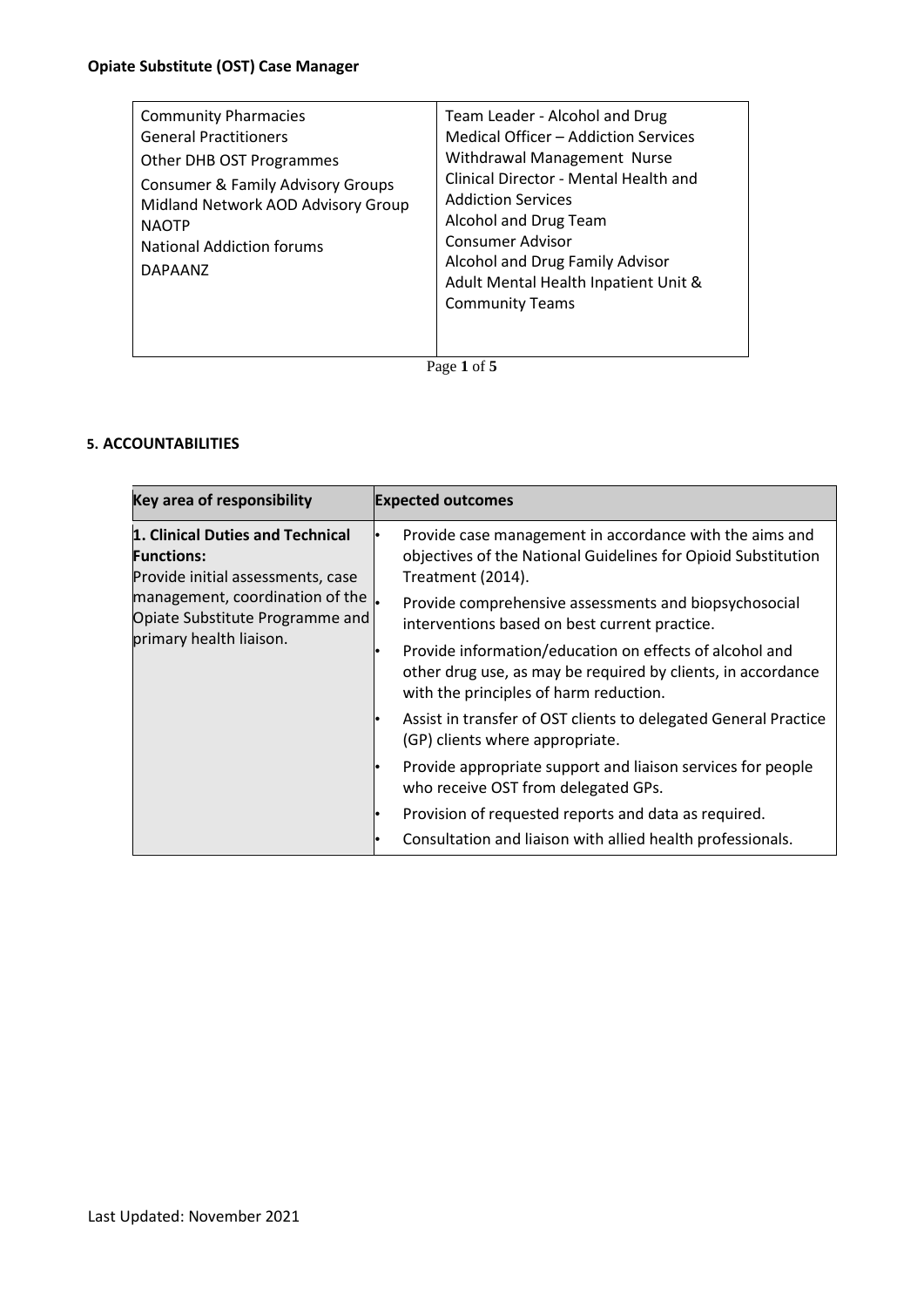| Community Pharmacies<br>General Practitioners<br>Other DHB OST Programmes<br>Consumer & Family Advisory Groups<br>Midland Network AOD Advisory Group<br>NAOTP<br>National Addiction forums<br>DAPAANZ | Team Leader - Alcohol and Drug<br>Medical Officer – Addiction Services<br>Withdrawal Management Nurse<br>Clinical Director - Mental Health and Addiction Services<br>Alcohol and Drug Team<br>Consumer Advisor<br>Alcohol and Drug Family Advisor<br>Adult Mental Health Inpatient Unit & Community Teams |
|---|---|

### 5. ACCOUNTABILITIES

| Key area of responsibility | Expected outcomes |
|---|---|
| **1. Clinical Duties and Technical Functions:**<br>Provide initial assessments, case management, coordination of the Opiate Substitute Programme and primary health liaison. | • Provide case management in accordance with the aims and objectives of the National Guidelines for Opioid Substitution Treatment (2014).<br>• Provide comprehensive assessments and biopsychosocial interventions based on best current practice.<br>• Provide information/education on effects of alcohol and other drug use, as may be required by clients, in accordance with the principles of harm reduction.<br>• Assist in transfer of OST clients to delegated General Practice (GP) clients where appropriate.<br>• Provide appropriate support and liaison services for people who receive OST from delegated GPs.<br>• Provision of requested reports and data as required.<br>• Consultation and liaison with allied health professionals. |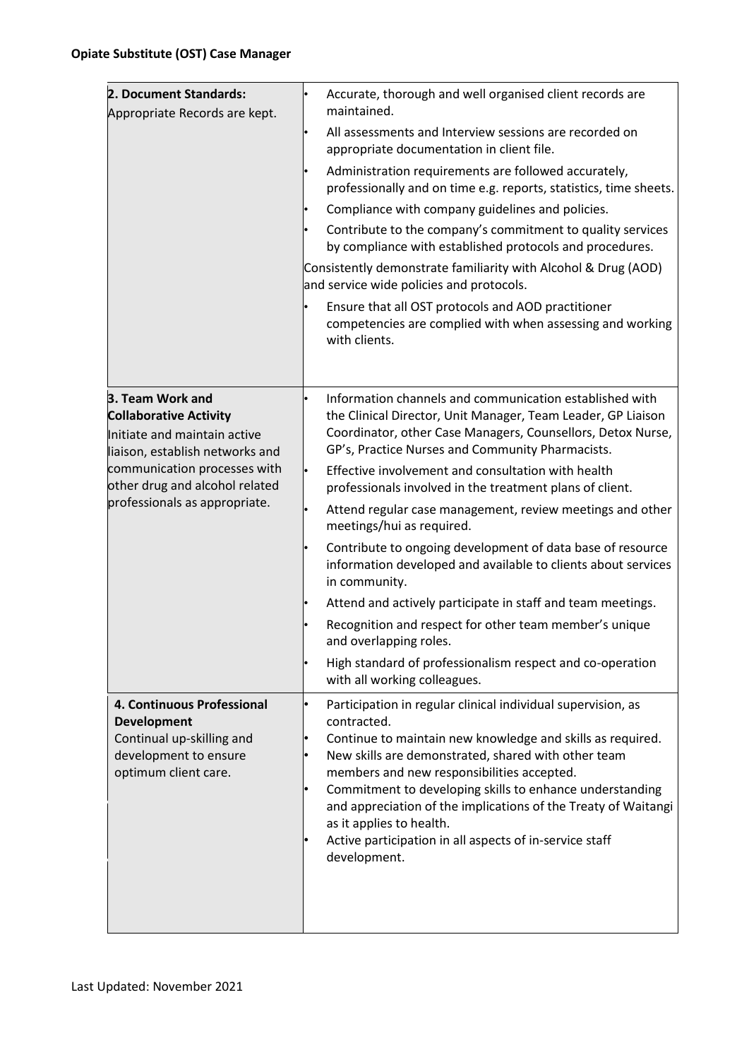**Opiate Substitute (OST) Case Manager**

| | |
|---|---|
| **2. Document Standards:**<br>Appropriate Records are kept. | • Accurate, thorough and well organised client records are maintained.<br>• All assessments and Interview sessions are recorded on appropriate documentation in client file.<br>• Administration requirements are followed accurately, professionally and on time e.g. reports, statistics, time sheets.<br>• Compliance with company guidelines and policies.<br>• Contribute to the company's commitment to quality services by compliance with established protocols and procedures.<br>Consistently demonstrate familiarity with Alcohol & Drug (AOD) and service wide policies and protocols.<br>• Ensure that all OST protocols and AOD practitioner competencies are complied with when assessing and working with clients. |
| **3. Team Work and Collaborative Activity**<br>Initiate and maintain active liaison, establish networks and communication processes with other drug and alcohol related professionals as appropriate. | • Information channels and communication established with the Clinical Director, Unit Manager, Team Leader, GP Liaison Coordinator, other Case Managers, Counsellors, Detox Nurse, GP's, Practice Nurses and Community Pharmacists.<br>• Effective involvement and consultation with health professionals involved in the treatment plans of client.<br>• Attend regular case management, review meetings and other meetings/hui as required.<br>• Contribute to ongoing development of data base of resource information developed and available to clients about services in community.<br>• Attend and actively participate in staff and team meetings.<br>• Recognition and respect for other team member's unique and overlapping roles.<br>• High standard of professionalism respect and co-operation with all working colleagues. |
| **4. Continuous Professional Development**<br>Continual up-skilling and development to ensure optimum client care. | • Participation in regular clinical individual supervision, as contracted.<br>• Continue to maintain new knowledge and skills as required.<br>• New skills are demonstrated, shared with other team members and new responsibilities accepted.<br>• Commitment to developing skills to enhance understanding and appreciation of the implications of the Treaty of Waitangi as it applies to health.<br>• Active participation in all aspects of in-service staff development. |

Last Updated: November 2021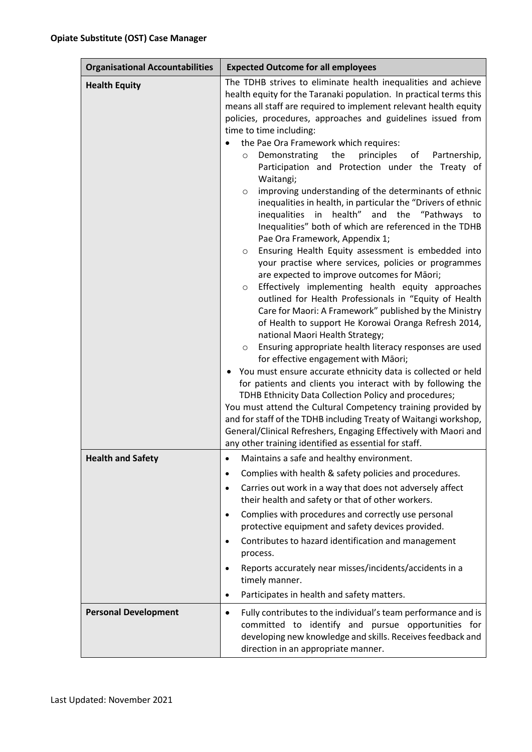**Opiate Substitute (OST) Case Manager**

| Organisational Accountabilities | Expected Outcome for all employees |
|---|---|
| **Health Equity** | The TDHB strives to eliminate health inequalities and achieve health equity for the Taranaki population. In practical terms this means all staff are required to implement relevant health equity policies, procedures, approaches and guidelines issued from time to time including:<br>• the Pae Ora Framework which requires:<br>&nbsp;&nbsp;&nbsp;&nbsp;o Demonstrating the principles of Partnership, Participation and Protection under the Treaty of Waitangi;<br>&nbsp;&nbsp;&nbsp;&nbsp;o improving understanding of the determinants of ethnic inequalities in health, in particular the "Drivers of ethnic inequalities in health" and the "Pathways to Inequalities" both of which are referenced in the TDHB Pae Ora Framework, Appendix 1;<br>&nbsp;&nbsp;&nbsp;&nbsp;o Ensuring Health Equity assessment is embedded into your practise where services, policies or programmes are expected to improve outcomes for Māori;<br>&nbsp;&nbsp;&nbsp;&nbsp;o Effectively implementing health equity approaches outlined for Health Professionals in "Equity of Health Care for Maori: A Framework" published by the Ministry of Health to support He Korowai Oranga Refresh 2014, national Maori Health Strategy;<br>&nbsp;&nbsp;&nbsp;&nbsp;o Ensuring appropriate health literacy responses are used for effective engagement with Māori;<br>• You must ensure accurate ethnicity data is collected or held for patients and clients you interact with by following the TDHB Ethnicity Data Collection Policy and procedures;<br>You must attend the Cultural Competency training provided by and for staff of the TDHB including Treaty of Waitangi workshop, General/Clinical Refreshers, Engaging Effectively with Maori and any other training identified as essential for staff. |
| **Health and Safety** | • Maintains a safe and healthy environment.<br>• Complies with health & safety policies and procedures.<br>• Carries out work in a way that does not adversely affect their health and safety or that of other workers.<br>• Complies with procedures and correctly use personal protective equipment and safety devices provided.<br>• Contributes to hazard identification and management process.<br>• Reports accurately near misses/incidents/accidents in a timely manner.<br>• Participates in health and safety matters. |
| **Personal Development** | • Fully contributes to the individual's team performance and is committed to identify and pursue opportunities for developing new knowledge and skills. Receives feedback and direction in an appropriate manner. |

Last Updated: November 2021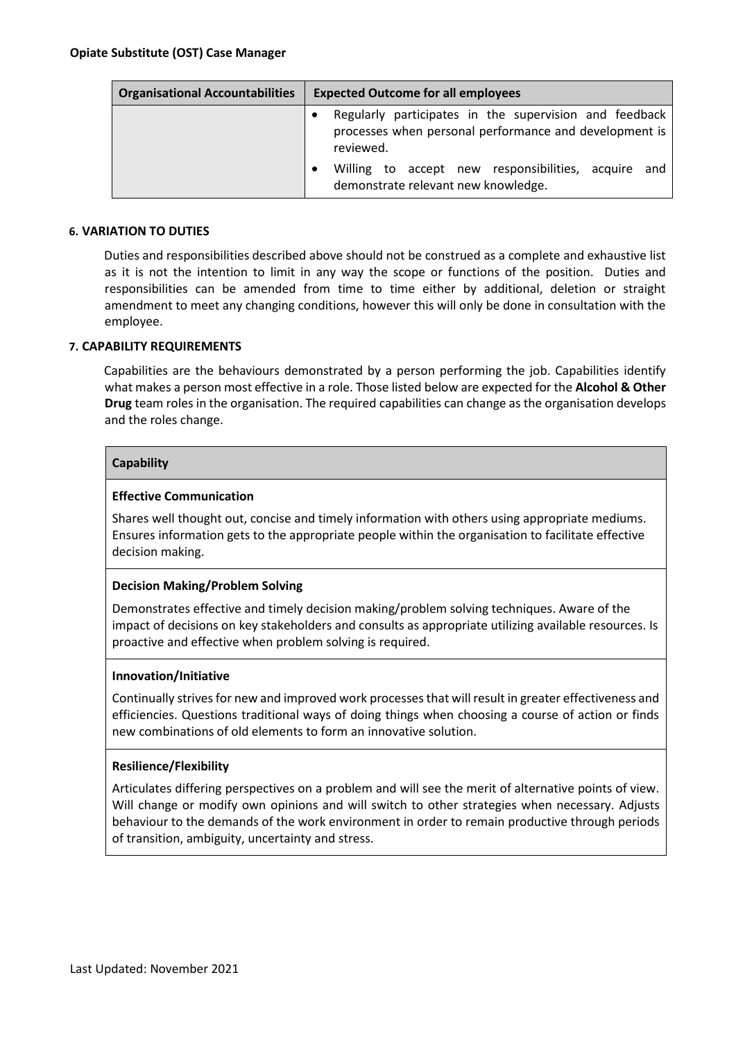| Organisational Accountabilities | Expected Outcome for all employees |
|---|---|
| | • Regularly participates in the supervision and feedback processes when personal performance and development is reviewed.<br>• Willing to accept new responsibilities, acquire and demonstrate relevant new knowledge. |

### 6. VARIATION TO DUTIES

Duties and responsibilities described above should not be construed as a complete and exhaustive list as it is not the intention to limit in any way the scope or functions of the position. Duties and responsibilities can be amended from time to time either by additional, deletion or straight amendment to meet any changing conditions, however this will only be done in consultation with the employee.

### 7. CAPABILITY REQUIREMENTS

Capabilities are the behaviours demonstrated by a person performing the job. Capabilities identify what makes a person most effective in a role. Those listed below are expected for the **Alcohol & Other Drug** team roles in the organisation. The required capabilities can change as the organisation develops and the roles change.

| Capability |
|---|
| **Effective Communication**<br>Shares well thought out, concise and timely information with others using appropriate mediums. Ensures information gets to the appropriate people within the organisation to facilitate effective decision making. |
| **Decision Making/Problem Solving**<br>Demonstrates effective and timely decision making/problem solving techniques. Aware of the impact of decisions on key stakeholders and consults as appropriate utilizing available resources. Is proactive and effective when problem solving is required. |
| **Innovation/Initiative**<br>Continually strives for new and improved work processes that will result in greater effectiveness and efficiencies. Questions traditional ways of doing things when choosing a course of action or finds new combinations of old elements to form an innovative solution. |
| **Resilience/Flexibility**<br>Articulates differing perspectives on a problem and will see the merit of alternative points of view. Will change or modify own opinions and will switch to other strategies when necessary. Adjusts behaviour to the demands of the work environment in order to remain productive through periods of transition, ambiguity, uncertainty and stress. |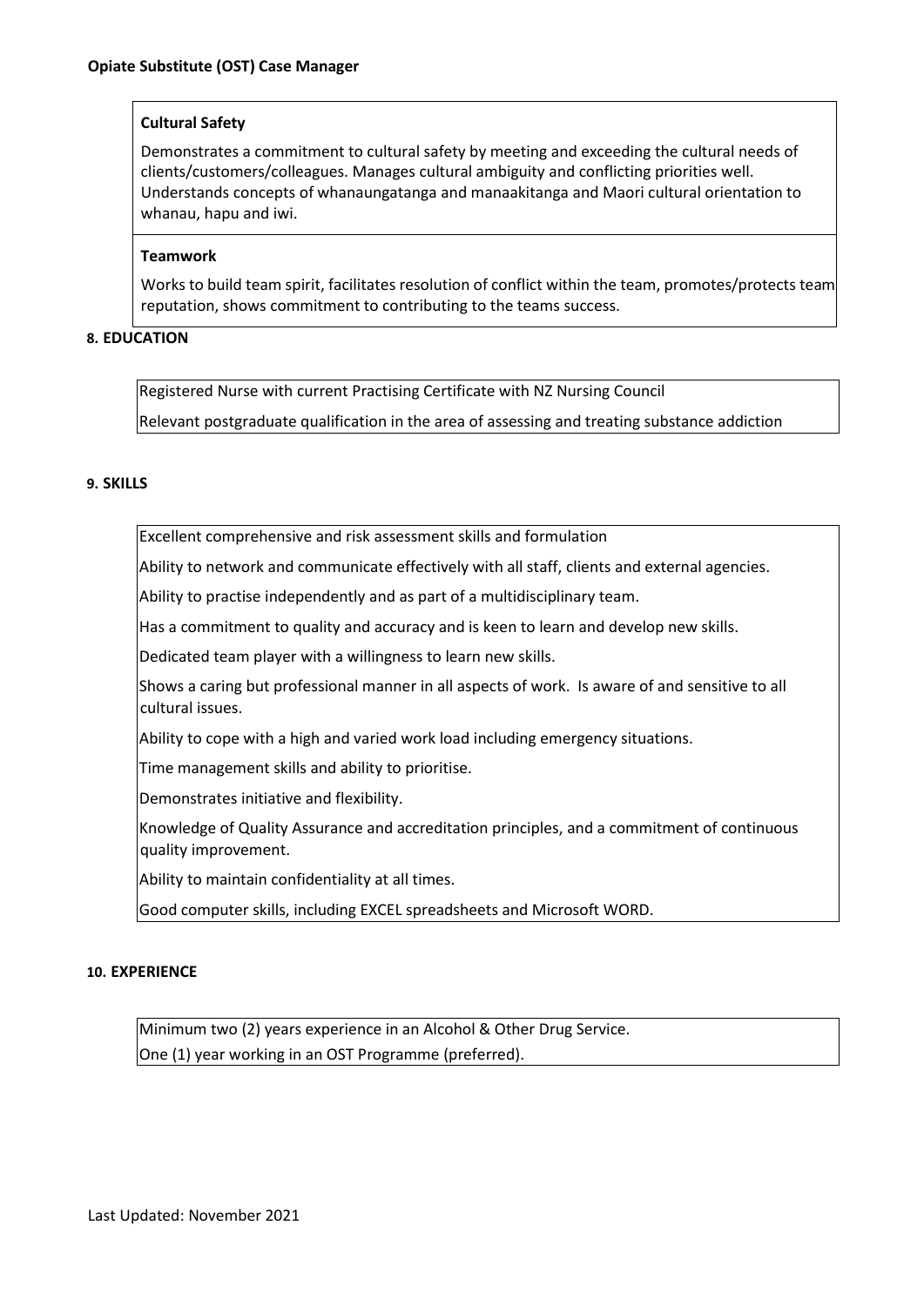**Cultural Safety**

Demonstrates a commitment to cultural safety by meeting and exceeding the cultural needs of clients/customers/colleagues. Manages cultural ambiguity and conflicting priorities well. Understands concepts of whanaungatanga and manaakitanga and Maori cultural orientation to whanau, hapu and iwi.

**Teamwork**

Works to build team spirit, facilitates resolution of conflict within the team, promotes/protects team reputation, shows commitment to contributing to the teams success.

## 8. EDUCATION

- Registered Nurse with current Practising Certificate with NZ Nursing Council
- Relevant postgraduate qualification in the area of assessing and treating substance addiction

## 9. SKILLS

- Excellent comprehensive and risk assessment skills and formulation
- Ability to network and communicate effectively with all staff, clients and external agencies.
- Ability to practise independently and as part of a multidisciplinary team.
- Has a commitment to quality and accuracy and is keen to learn and develop new skills.
- Dedicated team player with a willingness to learn new skills.
- Shows a caring but professional manner in all aspects of work. Is aware of and sensitive to all cultural issues.
- Ability to cope with a high and varied work load including emergency situations.
- Time management skills and ability to prioritise.
- Demonstrates initiative and flexibility.
- Knowledge of Quality Assurance and accreditation principles, and a commitment of continuous quality improvement.
- Ability to maintain confidentiality at all times.
- Good computer skills, including EXCEL spreadsheets and Microsoft WORD.

## 10. EXPERIENCE

- Minimum two (2) years experience in an Alcohol & Other Drug Service.
- One (1) year working in an OST Programme (preferred).

Last Updated: November 2021